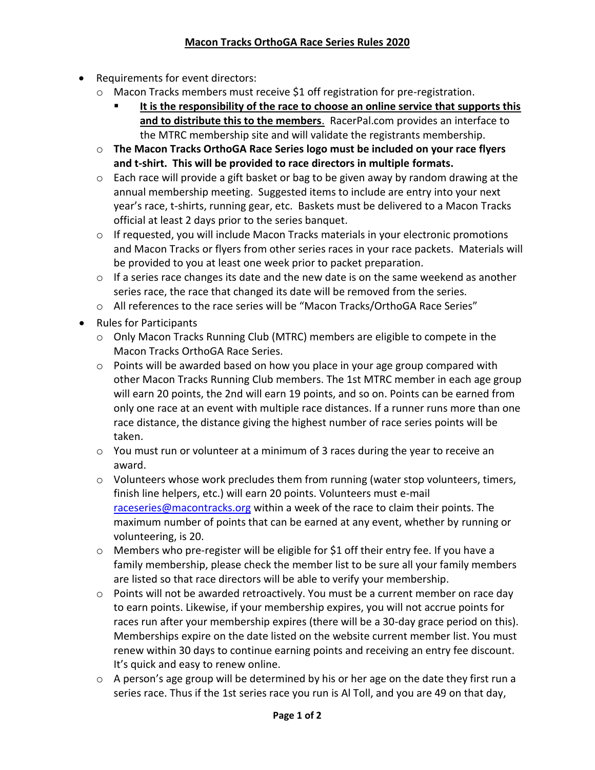# **Macon Tracks OrthoGA Race Series Rules 2020**

- Requirements for event directors:
  - Macon Tracks members must receive $1 off registration for pre-registration.
    - **It is the responsibility of the race to choose an online service that supports this and to distribute this to the members**. RacerPal.com provides an interface to the MTRC membership site and will validate the registrants membership.
  - **The Macon Tracks OrthoGA Race Series logo must be included on your race flyers and t-shirt. This will be provided to race directors in multiple formats.**
  - Each race will provide a gift basket or bag to be given away by random drawing at the annual membership meeting. Suggested items to include are entry into your next year's race, t-shirts, running gear, etc. Baskets must be delivered to a Macon Tracks official at least 2 days prior to the series banquet.
  - If requested, you will include Macon Tracks materials in your electronic promotions and Macon Tracks or flyers from other series races in your race packets. Materials will be provided to you at least one week prior to packet preparation.
  - If a series race changes its date and the new date is on the same weekend as another series race, the race that changed its date will be removed from the series.
  - All references to the race series will be "Macon Tracks/OrthoGA Race Series"
- Rules for Participants
  - Only Macon Tracks Running Club (MTRC) members are eligible to compete in the Macon Tracks OrthoGA Race Series.
  - Points will be awarded based on how you place in your age group compared with other Macon Tracks Running Club members. The 1st MTRC member in each age group will earn 20 points, the 2nd will earn 19 points, and so on. Points can be earned from only one race at an event with multiple race distances. If a runner runs more than one race distance, the distance giving the highest number of race series points will be taken.
  - You must run or volunteer at a minimum of 3 races during the year to receive an award.
  - Volunteers whose work precludes them from running (water stop volunteers, timers, finish line helpers, etc.) will earn 20 points. Volunteers must e-mail raceseries@macontracks.org within a week of the race to claim their points. The maximum number of points that can be earned at any event, whether by running or volunteering, is 20.
  - Members who pre-register will be eligible for $1 off their entry fee. If you have a family membership, please check the member list to be sure all your family members are listed so that race directors will be able to verify your membership.
  - Points will not be awarded retroactively. You must be a current member on race day to earn points. Likewise, if your membership expires, you will not accrue points for races run after your membership expires (there will be a 30-day grace period on this). Memberships expire on the date listed on the website current member list. You must renew within 30 days to continue earning points and receiving an entry fee discount. It's quick and easy to renew online.
  - A person's age group will be determined by his or her age on the date they first run a series race. Thus if the 1st series race you run is Al Toll, and you are 49 on that day,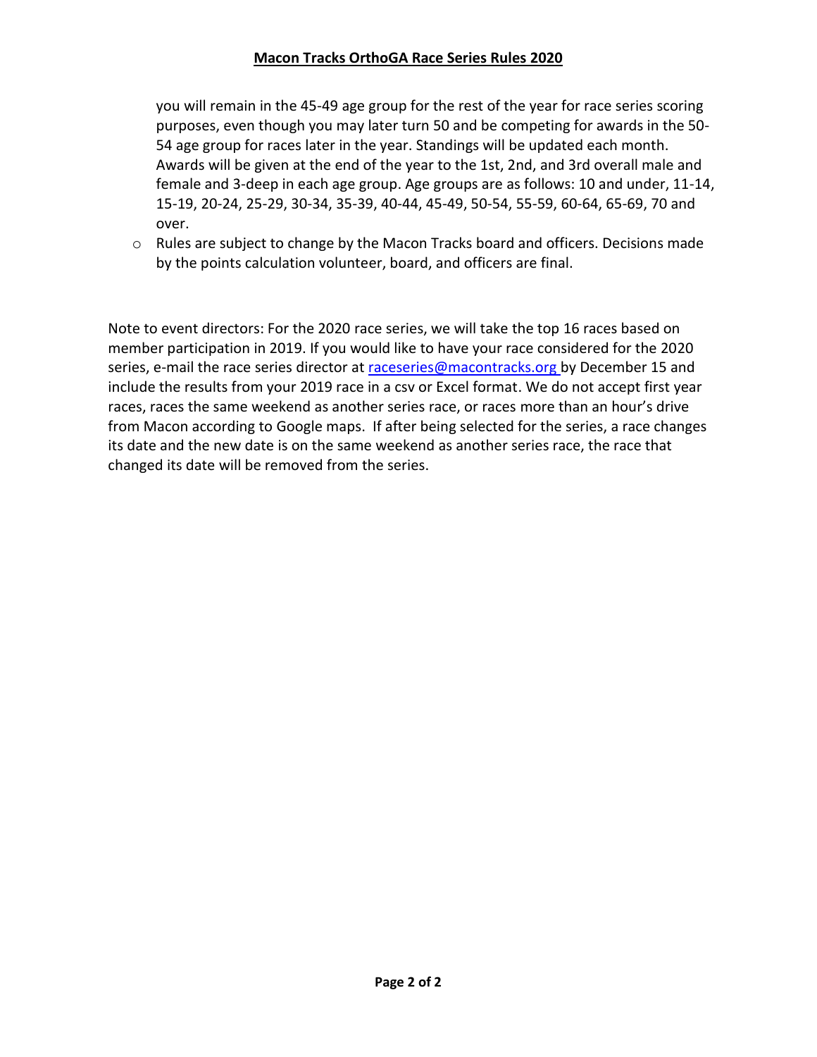you will remain in the 45-49 age group for the rest of the year for race series scoring purposes, even though you may later turn 50 and be competing for awards in the 50-54 age group for races later in the year. Standings will be updated each month. Awards will be given at the end of the year to the 1st, 2nd, and 3rd overall male and female and 3-deep in each age group. Age groups are as follows: 10 and under, 11-14, 15-19, 20-24, 25-29, 30-34, 35-39, 40-44, 45-49, 50-54, 55-59, 60-64, 65-69, 70 and over.

- Rules are subject to change by the Macon Tracks board and officers. Decisions made by the points calculation volunteer, board, and officers are final.

Note to event directors: For the 2020 race series, we will take the top 16 races based on member participation in 2019. If you would like to have your race considered for the 2020 series, e-mail the race series director at raceseries@macontracks.org by December 15 and include the results from your 2019 race in a csv or Excel format. We do not accept first year races, races the same weekend as another series race, or races more than an hour's drive from Macon according to Google maps. If after being selected for the series, a race changes its date and the new date is on the same weekend as another series race, the race that changed its date will be removed from the series.